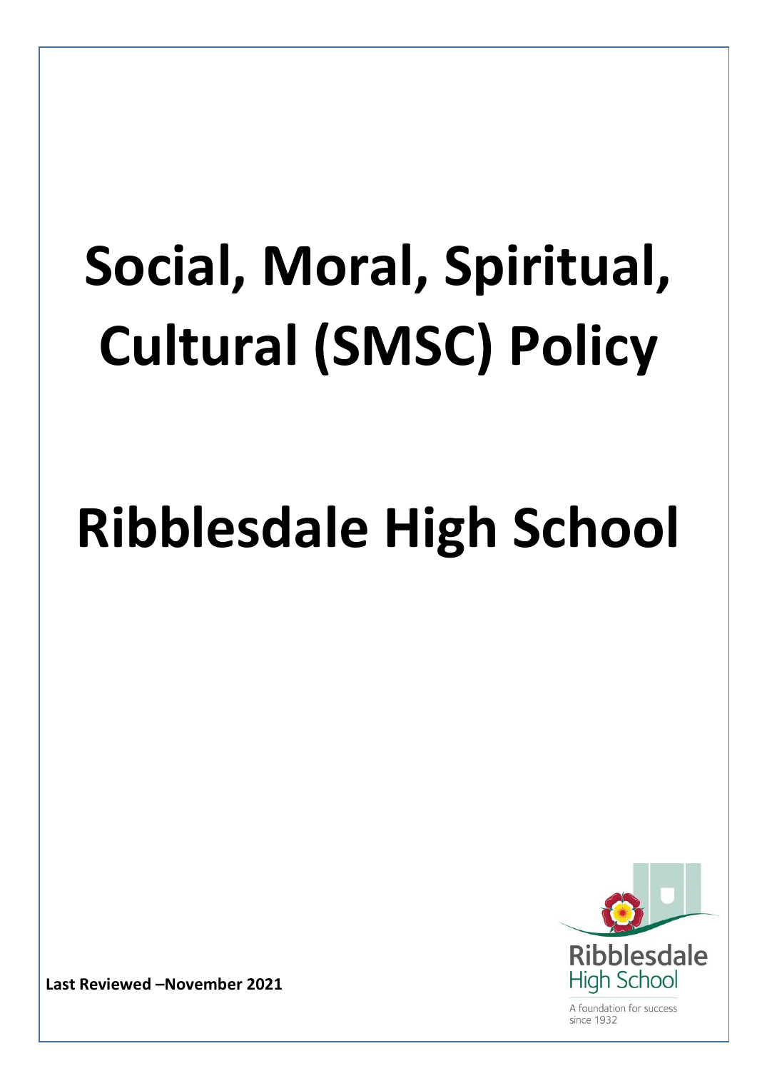# Social, Moral, Spiritual, Cultural (SMSC) Policy

# Ribblesdale High School

**Last Reviewed –November 2021**

Ribblesdale High School

A foundation for success since 1932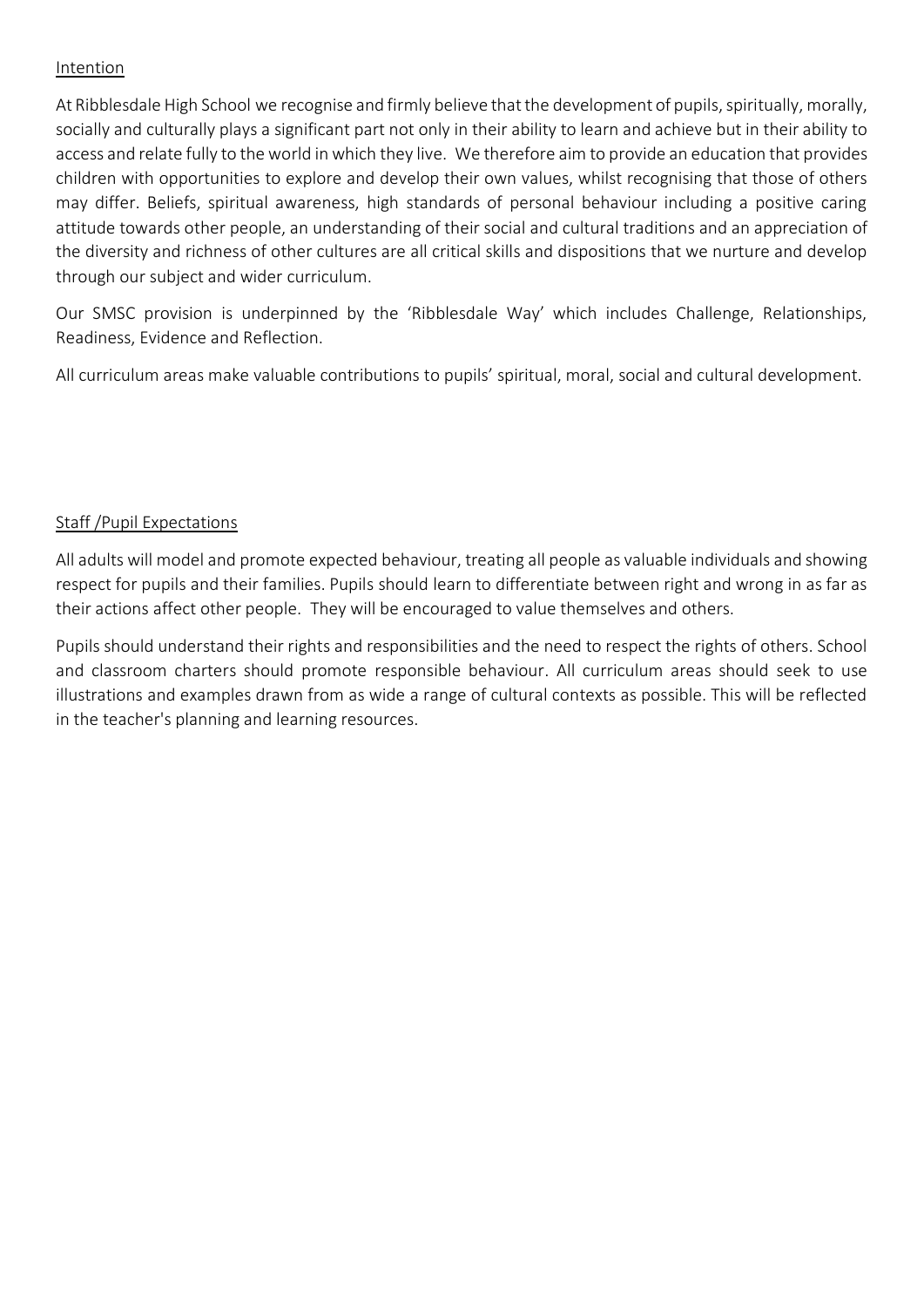## Intention

At Ribblesdale High School we recognise and firmly believe that the development of pupils, spiritually, morally, socially and culturally plays a significant part not only in their ability to learn and achieve but in their ability to access and relate fully to the world in which they live. We therefore aim to provide an education that provides children with opportunities to explore and develop their own values, whilst recognising that those of others may differ. Beliefs, spiritual awareness, high standards of personal behaviour including a positive caring attitude towards other people, an understanding of their social and cultural traditions and an appreciation of the diversity and richness of other cultures are all critical skills and dispositions that we nurture and develop through our subject and wider curriculum.

Our SMSC provision is underpinned by the 'Ribblesdale Way' which includes Challenge, Relationships, Readiness, Evidence and Reflection.

All curriculum areas make valuable contributions to pupils' spiritual, moral, social and cultural development.

## Staff /Pupil Expectations

All adults will model and promote expected behaviour, treating all people as valuable individuals and showing respect for pupils and their families. Pupils should learn to differentiate between right and wrong in as far as their actions affect other people. They will be encouraged to value themselves and others.

Pupils should understand their rights and responsibilities and the need to respect the rights of others. School and classroom charters should promote responsible behaviour. All curriculum areas should seek to use illustrations and examples drawn from as wide a range of cultural contexts as possible. This will be reflected in the teacher's planning and learning resources.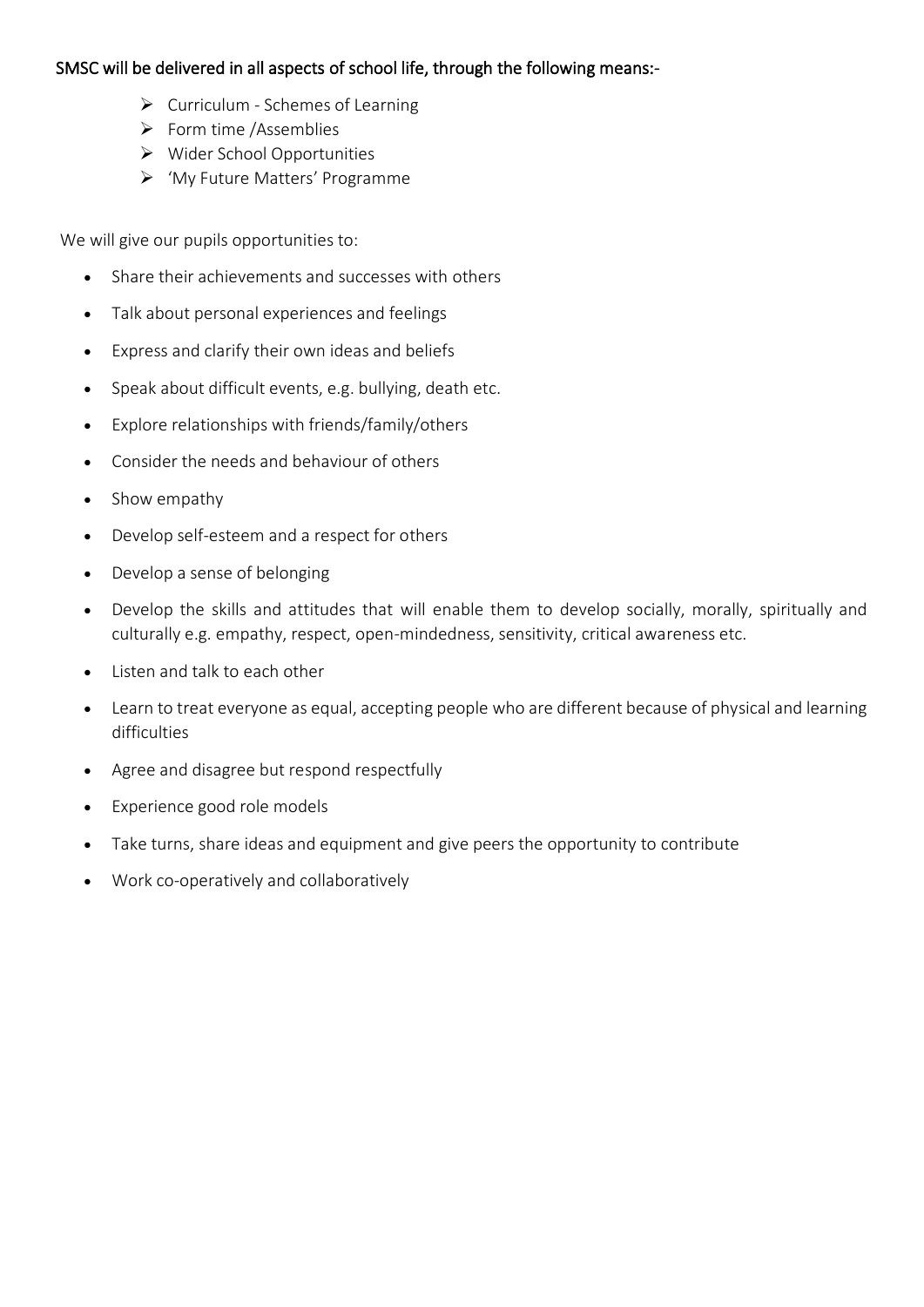SMSC will be delivered in all aspects of school life, through the following means:-

- Curriculum - Schemes of Learning
- Form time /Assemblies
- Wider School Opportunities
- 'My Future Matters' Programme

We will give our pupils opportunities to:

- Share their achievements and successes with others
- Talk about personal experiences and feelings
- Express and clarify their own ideas and beliefs
- Speak about difficult events, e.g. bullying, death etc.
- Explore relationships with friends/family/others
- Consider the needs and behaviour of others
- Show empathy
- Develop self-esteem and a respect for others
- Develop a sense of belonging
- Develop the skills and attitudes that will enable them to develop socially, morally, spiritually and culturally e.g. empathy, respect, open-mindedness, sensitivity, critical awareness etc.
- Listen and talk to each other
- Learn to treat everyone as equal, accepting people who are different because of physical and learning difficulties
- Agree and disagree but respond respectfully
- Experience good role models
- Take turns, share ideas and equipment and give peers the opportunity to contribute
- Work co-operatively and collaboratively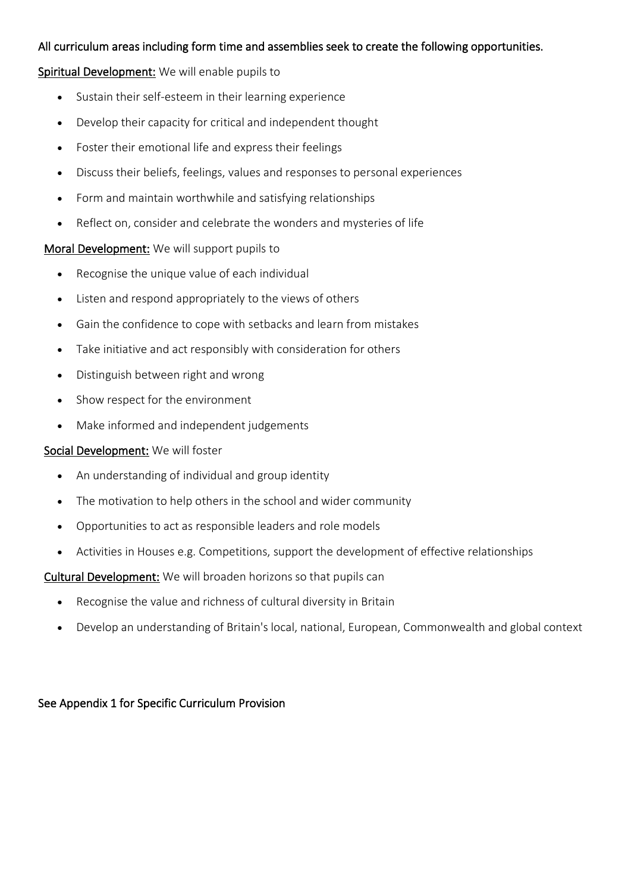All curriculum areas including form time and assemblies seek to create the following opportunities.

**Spiritual Development:** We will enable pupils to

- Sustain their self-esteem in their learning experience
- Develop their capacity for critical and independent thought
- Foster their emotional life and express their feelings
- Discuss their beliefs, feelings, values and responses to personal experiences
- Form and maintain worthwhile and satisfying relationships
- Reflect on, consider and celebrate the wonders and mysteries of life

**Moral Development:** We will support pupils to

- Recognise the unique value of each individual
- Listen and respond appropriately to the views of others
- Gain the confidence to cope with setbacks and learn from mistakes
- Take initiative and act responsibly with consideration for others
- Distinguish between right and wrong
- Show respect for the environment
- Make informed and independent judgements

**Social Development:** We will foster

- An understanding of individual and group identity
- The motivation to help others in the school and wider community
- Opportunities to act as responsible leaders and role models
- Activities in Houses e.g. Competitions, support the development of effective relationships

**Cultural Development:** We will broaden horizons so that pupils can

- Recognise the value and richness of cultural diversity in Britain
- Develop an understanding of Britain's local, national, European, Commonwealth and global context

See Appendix 1 for Specific Curriculum Provision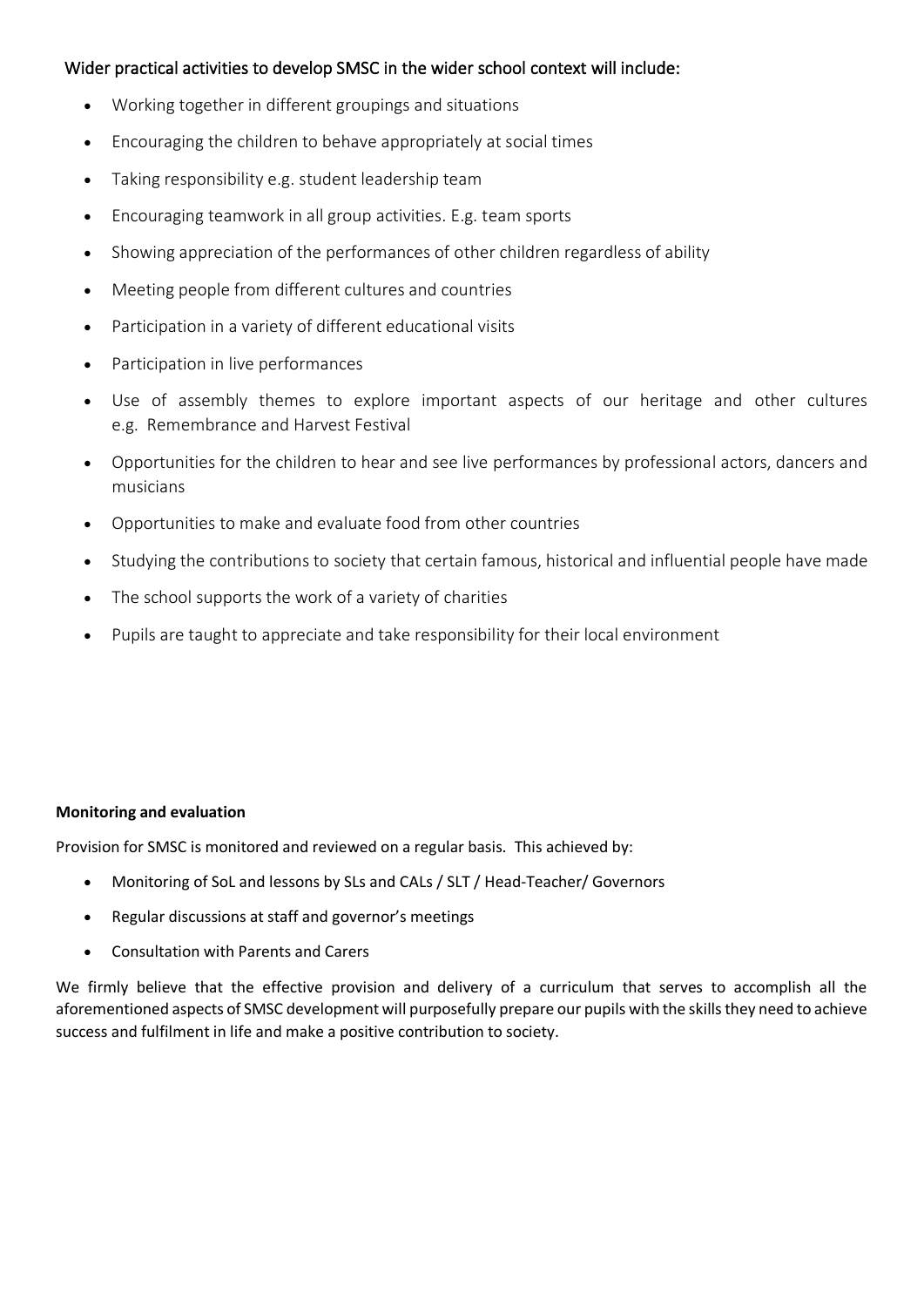Wider practical activities to develop SMSC in the wider school context will include:

- Working together in different groupings and situations
- Encouraging the children to behave appropriately at social times
- Taking responsibility e.g. student leadership team
- Encouraging teamwork in all group activities. E.g. team sports
- Showing appreciation of the performances of other children regardless of ability
- Meeting people from different cultures and countries
- Participation in a variety of different educational visits
- Participation in live performances
- Use of assembly themes to explore important aspects of our heritage and other cultures e.g. Remembrance and Harvest Festival
- Opportunities for the children to hear and see live performances by professional actors, dancers and musicians
- Opportunities to make and evaluate food from other countries
- Studying the contributions to society that certain famous, historical and influential people have made
- The school supports the work of a variety of charities
- Pupils are taught to appreciate and take responsibility for their local environment

**Monitoring and evaluation**

Provision for SMSC is monitored and reviewed on a regular basis. This achieved by:

- Monitoring of SoL and lessons by SLs and CALs / SLT / Head-Teacher/ Governors
- Regular discussions at staff and governor's meetings
- Consultation with Parents and Carers

We firmly believe that the effective provision and delivery of a curriculum that serves to accomplish all the aforementioned aspects of SMSC development will purposefully prepare our pupils with the skills they need to achieve success and fulfilment in life and make a positive contribution to society.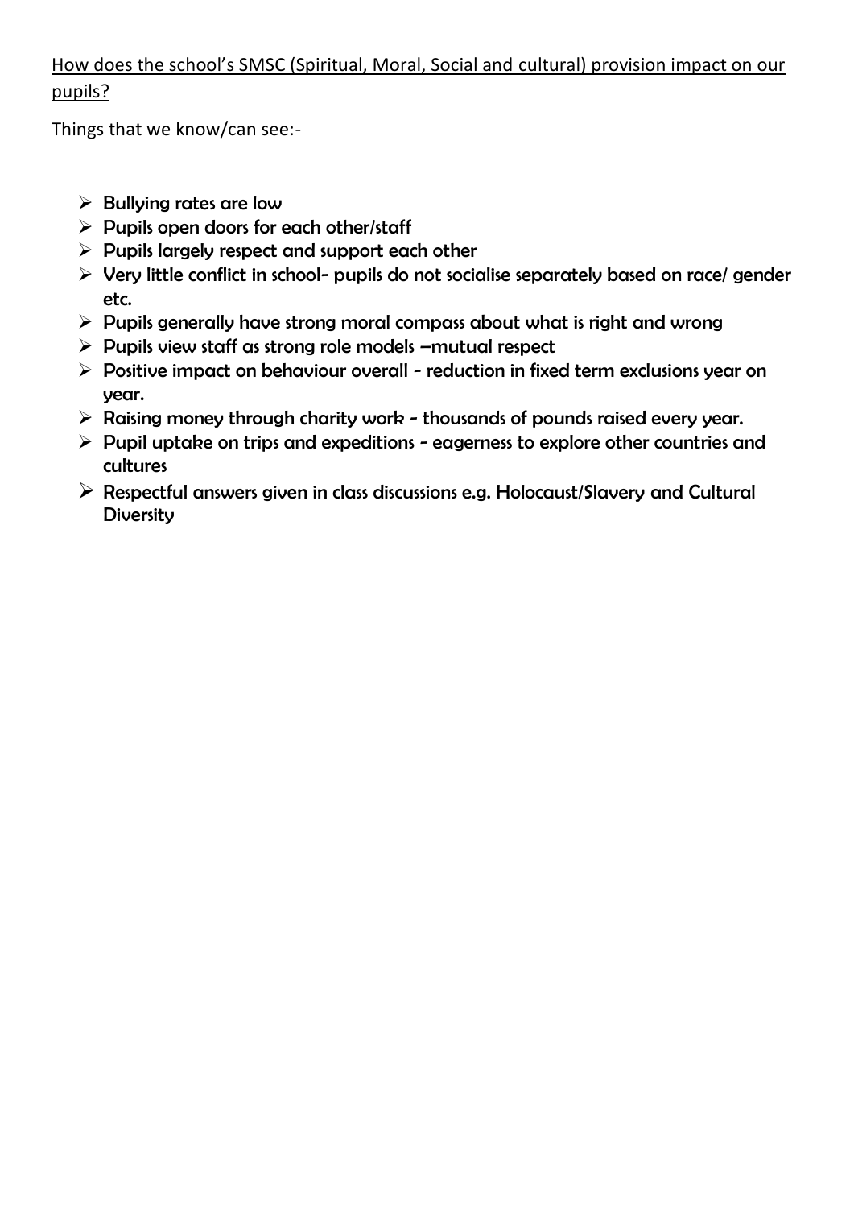How does the school's SMSC (Spiritual, Moral, Social and cultural) provision impact on our pupils?

Things that we know/can see:-

- Bullying rates are low
- Pupils open doors for each other/staff
- Pupils largely respect and support each other
- Very little conflict in school- pupils do not socialise separately based on race/ gender etc.
- Pupils generally have strong moral compass about what is right and wrong
- Pupils view staff as strong role models –mutual respect
- Positive impact on behaviour overall - reduction in fixed term exclusions year on year.
- Raising money through charity work - thousands of pounds raised every year.
- Pupil uptake on trips and expeditions - eagerness to explore other countries and cultures
- Respectful answers given in class discussions e.g. Holocaust/Slavery and Cultural Diversity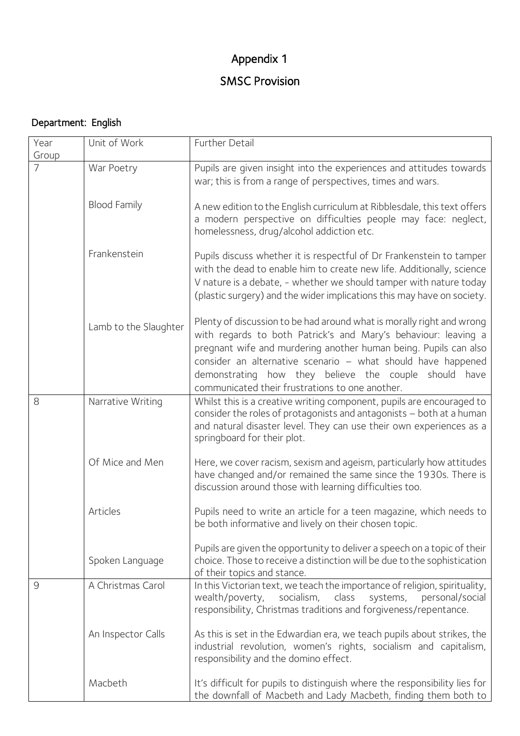# Appendix 1

## SMSC Provision

### Department: English

| Year Group | Unit of Work | Further Detail |
| --- | --- | --- |
| 7 | War Poetry | Pupils are given insight into the experiences and attitudes towards war; this is from a range of perspectives, times and wars. |
| | Blood Family | A new edition to the English curriculum at Ribblesdale, this text offers a modern perspective on difficulties people may face: neglect, homelessness, drug/alcohol addiction etc. |
| | Frankenstein | Pupils discuss whether it is respectful of Dr Frankenstein to tamper with the dead to enable him to create new life. Additionally, science V nature is a debate, - whether we should tamper with nature today (plastic surgery) and the wider implications this may have on society. |
| | Lamb to the Slaughter | Plenty of discussion to be had around what is morally right and wrong with regards to both Patrick's and Mary's behaviour: leaving a pregnant wife and murdering another human being. Pupils can also consider an alternative scenario – what should have happened demonstrating how they believe the couple should have communicated their frustrations to one another. |
| 8 | Narrative Writing | Whilst this is a creative writing component, pupils are encouraged to consider the roles of protagonists and antagonists – both at a human and natural disaster level. They can use their own experiences as a springboard for their plot. |
| | Of Mice and Men | Here, we cover racism, sexism and ageism, particularly how attitudes have changed and/or remained the same since the 1930s. There is discussion around those with learning difficulties too. |
| | Articles | Pupils need to write an article for a teen magazine, which needs to be both informative and lively on their chosen topic. |
| | Spoken Language | Pupils are given the opportunity to deliver a speech on a topic of their choice. Those to receive a distinction will be due to the sophistication of their topics and stance. |
| 9 | A Christmas Carol | In this Victorian text, we teach the importance of religion, spirituality, wealth/poverty, socialism, class systems, personal/social responsibility, Christmas traditions and forgiveness/repentance. |
| | An Inspector Calls | As this is set in the Edwardian era, we teach pupils about strikes, the industrial revolution, women's rights, socialism and capitalism, responsibility and the domino effect. |
| | Macbeth | It's difficult for pupils to distinguish where the responsibility lies for the downfall of Macbeth and Lady Macbeth, finding them both to |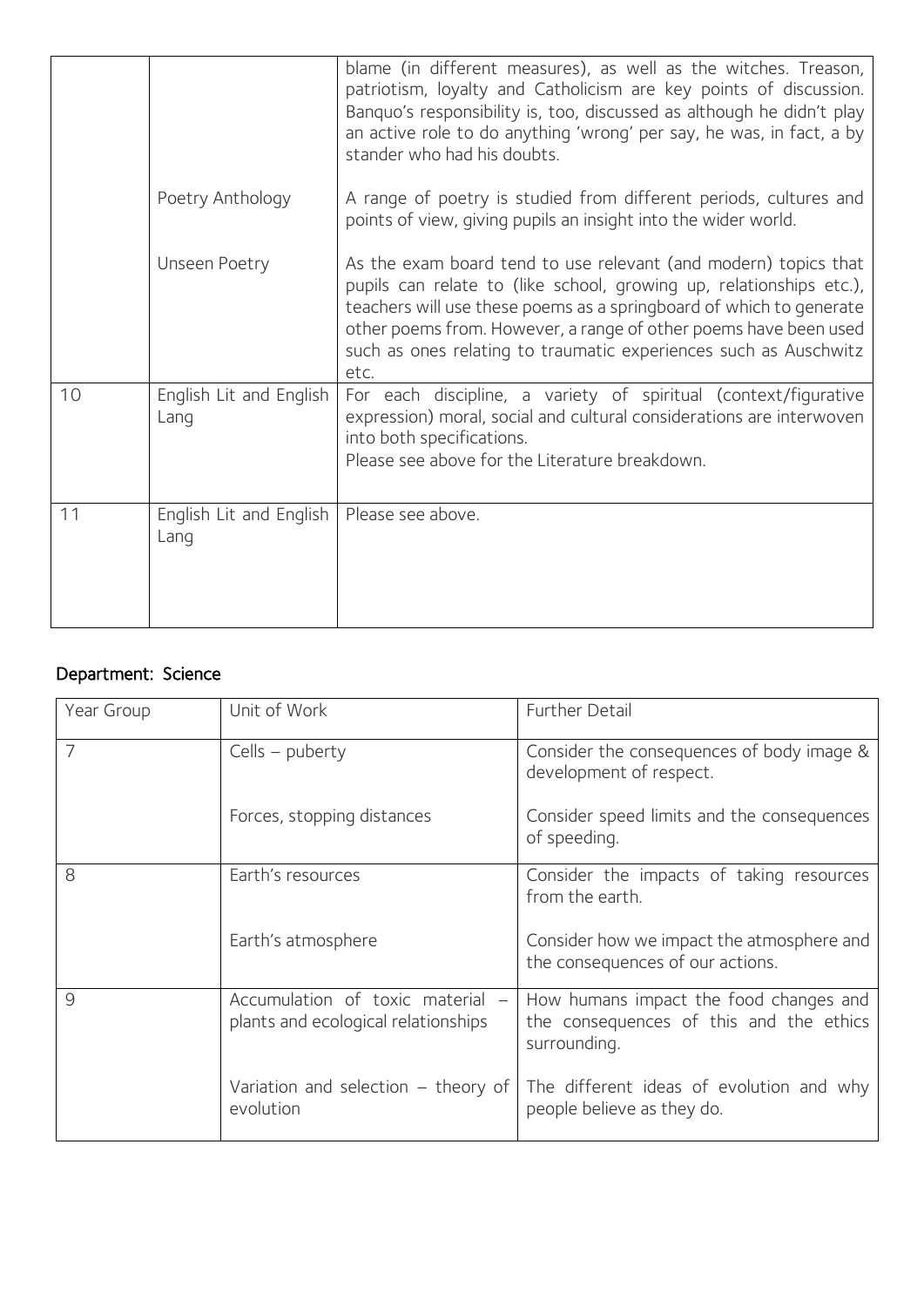| | | |
|---|---|---|
| | | blame (in different measures), as well as the witches. Treason, patriotism, loyalty and Catholicism are key points of discussion. Banquo's responsibility is, too, discussed as although he didn't play an active role to do anything 'wrong' per say, he was, in fact, a by stander who had his doubts. |
| | Poetry Anthology | A range of poetry is studied from different periods, cultures and points of view, giving pupils an insight into the wider world. |
| | Unseen Poetry | As the exam board tend to use relevant (and modern) topics that pupils can relate to (like school, growing up, relationships etc.), teachers will use these poems as a springboard of which to generate other poems from. However, a range of other poems have been used such as ones relating to traumatic experiences such as Auschwitz etc. |
| 10 | English Lit and English Lang | For each discipline, a variety of spiritual (context/figurative expression) moral, social and cultural considerations are interwoven into both specifications.<br>Please see above for the Literature breakdown. |
| 11 | English Lit and English Lang | Please see above. |

## Department: Science

| Year Group | Unit of Work | Further Detail |
|---|---|---|
| 7 | Cells – puberty | Consider the consequences of body image & development of respect. |
| | Forces, stopping distances | Consider speed limits and the consequences of speeding. |
| 8 | Earth's resources | Consider the impacts of taking resources from the earth. |
| | Earth's atmosphere | Consider how we impact the atmosphere and the consequences of our actions. |
| 9 | Accumulation of toxic material – plants and ecological relationships | How humans impact the food changes and the consequences of this and the ethics surrounding. |
| | Variation and selection – theory of evolution | The different ideas of evolution and why people believe as they do. |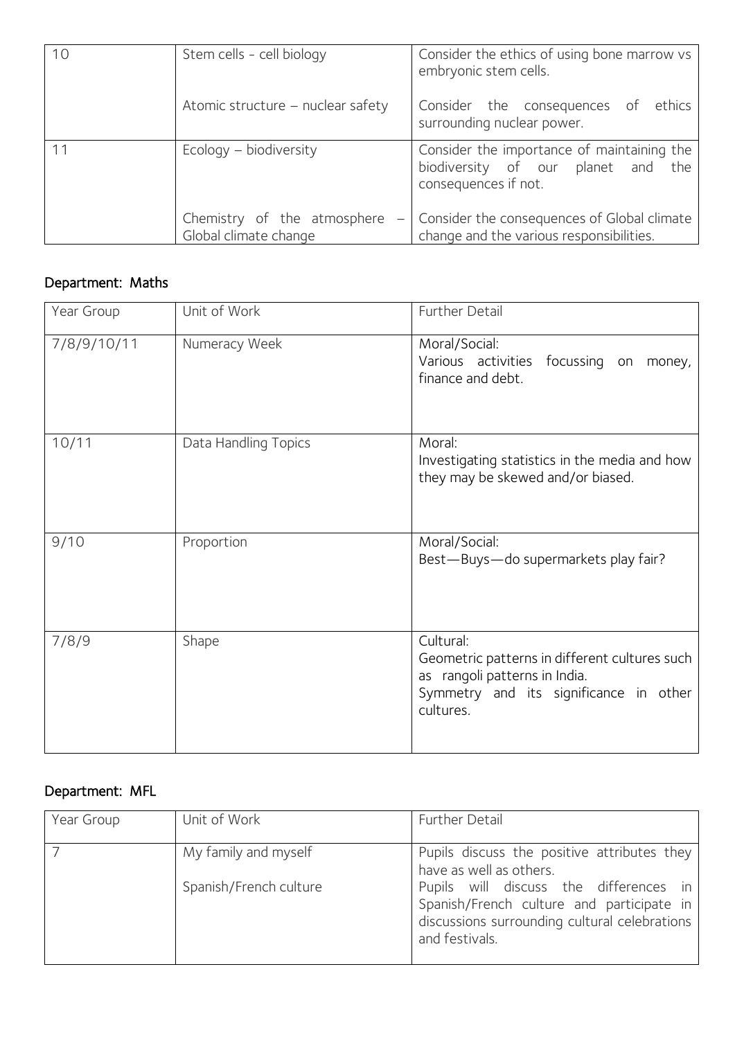| | | |
|---|---|---|
| 10 | Stem cells - cell biology<br><br>Atomic structure – nuclear safety | Consider the ethics of using bone marrow vs embryonic stem cells.<br><br>Consider the consequences of ethics surrounding nuclear power. |
| 11 | Ecology – biodiversity<br><br>Chemistry of the atmosphere – Global climate change | Consider the importance of maintaining the biodiversity of our planet and the consequences if not.<br><br>Consider the consequences of Global climate change and the various responsibilities. |

## Department: Maths

| Year Group | Unit of Work | Further Detail |
|---|---|---|
| 7/8/9/10/11 | Numeracy Week | Moral/Social:<br>Various activities focussing on money, finance and debt. |
| 10/11 | Data Handling Topics | Moral:<br>Investigating statistics in the media and how they may be skewed and/or biased. |
| 9/10 | Proportion | Moral/Social:<br>Best—Buys—do supermarkets play fair? |
| 7/8/9 | Shape | Cultural:<br>Geometric patterns in different cultures such as rangoli patterns in India.<br>Symmetry and its significance in other cultures. |

## Department: MFL

| Year Group | Unit of Work | Further Detail |
|---|---|---|
| 7 | My family and myself<br><br>Spanish/French culture | Pupils discuss the positive attributes they have as well as others.<br>Pupils will discuss the differences in Spanish/French culture and participate in discussions surrounding cultural celebrations and festivals. |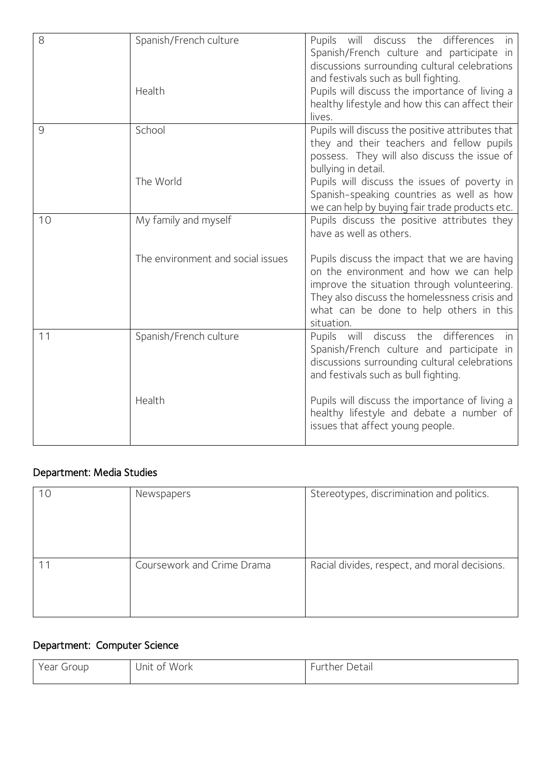| | | |
|---|---|---|
| 8 | Spanish/French culture<br><br>Health | Pupils will discuss the differences in Spanish/French culture and participate in discussions surrounding cultural celebrations and festivals such as bull fighting.<br>Pupils will discuss the importance of living a healthy lifestyle and how this can affect their lives. |
| 9 | School<br><br>The World | Pupils will discuss the positive attributes that they and their teachers and fellow pupils possess. They will also discuss the issue of bullying in detail.<br>Pupils will discuss the issues of poverty in Spanish-speaking countries as well as how we can help by buying fair trade products etc. |
| 10 | My family and myself<br><br>The environment and social issues | Pupils discuss the positive attributes they have as well as others.<br><br>Pupils discuss the impact that we are having on the environment and how we can help improve the situation through volunteering. They also discuss the homelessness crisis and what can be done to help others in this situation. |
| 11 | Spanish/French culture<br><br>Health | Pupils will discuss the differences in Spanish/French culture and participate in discussions surrounding cultural celebrations and festivals such as bull fighting.<br><br>Pupils will discuss the importance of living a healthy lifestyle and debate a number of issues that affect young people. |

## Department: Media Studies

| | | |
|---|---|---|
| 10 | Newspapers | Stereotypes, discrimination and politics. |
| 11 | Coursework and Crime Drama | Racial divides, respect, and moral decisions. |

## Department: Computer Science

| Year Group | Unit of Work | Further Detail |
|---|---|---|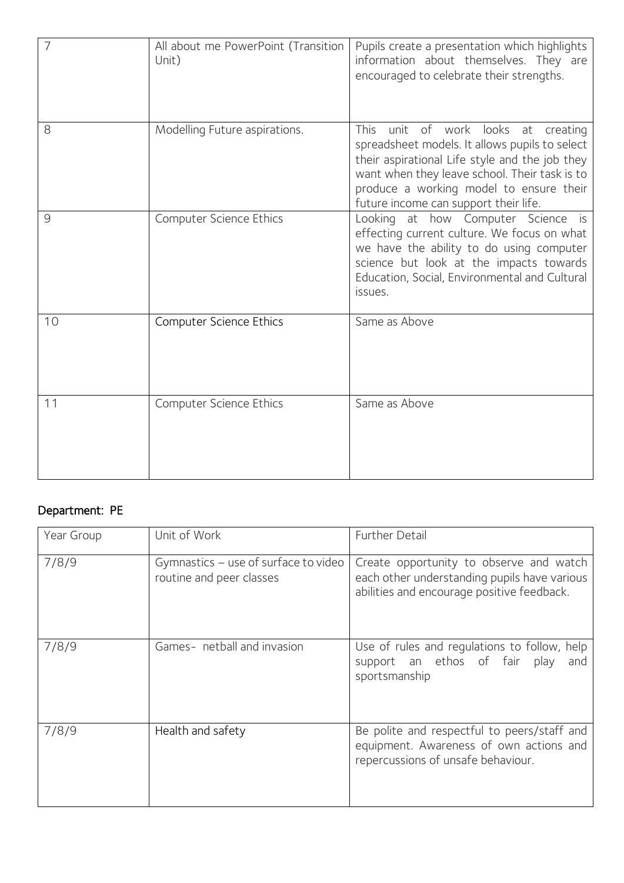| | | |
|---|---|---|
| 7 | All about me PowerPoint (Transition Unit) | Pupils create a presentation which highlights information about themselves. They are encouraged to celebrate their strengths. |
| 8 | Modelling Future aspirations. | This unit of work looks at creating spreadsheet models. It allows pupils to select their aspirational Life style and the job they want when they leave school. Their task is to produce a working model to ensure their future income can support their life. |
| 9 | Computer Science Ethics | Looking at how Computer Science is effecting current culture. We focus on what we have the ability to do using computer science but look at the impacts towards Education, Social, Environmental and Cultural issues. |
| 10 | Computer Science Ethics | Same as Above |
| 11 | Computer Science Ethics | Same as Above |

## Department: PE

| Year Group | Unit of Work | Further Detail |
|---|---|---|
| 7/8/9 | Gymnastics – use of surface to video routine and peer classes | Create opportunity to observe and watch each other understanding pupils have various abilities and encourage positive feedback. |
| 7/8/9 | Games- netball and invasion | Use of rules and regulations to follow, help support an ethos of fair play and sportsmanship |
| 7/8/9 | Health and safety | Be polite and respectful to peers/staff and equipment. Awareness of own actions and repercussions of unsafe behaviour. |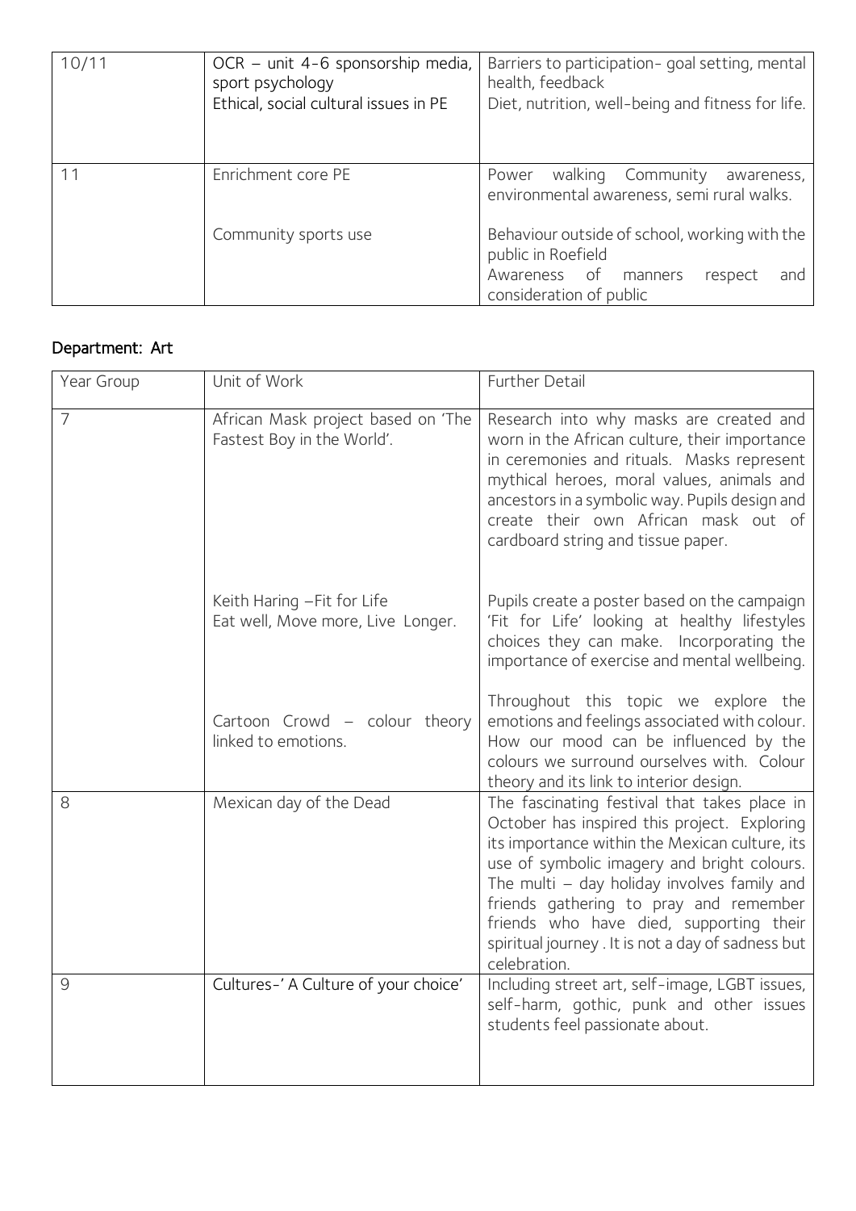| | | |
|---|---|---|
| 10/11 | OCR – unit 4-6 sponsorship media, sport psychology<br>Ethical, social cultural issues in PE | Barriers to participation- goal setting, mental health, feedback<br>Diet, nutrition, well-being and fitness for life. |
| 11 | Enrichment core PE<br><br>Community sports use | Power walking Community awareness, environmental awareness, semi rural walks.<br><br>Behaviour outside of school, working with the public in Roefield<br>Awareness of manners respect and consideration of public |

## Department: Art

| Year Group | Unit of Work | Further Detail |
|---|---|---|
| 7 | African Mask project based on 'The Fastest Boy in the World'. | Research into why masks are created and worn in the African culture, their importance in ceremonies and rituals. Masks represent mythical heroes, moral values, animals and ancestors in a symbolic way. Pupils design and create their own African mask out of cardboard string and tissue paper. |
| | Keith Haring –Fit for Life<br>Eat well, Move more, Live Longer. | Pupils create a poster based on the campaign 'Fit for Life' looking at healthy lifestyles choices they can make. Incorporating the importance of exercise and mental wellbeing. |
| | Cartoon Crowd – colour theory linked to emotions. | Throughout this topic we explore the emotions and feelings associated with colour. How our mood can be influenced by the colours we surround ourselves with. Colour theory and its link to interior design. |
| 8 | Mexican day of the Dead | The fascinating festival that takes place in October has inspired this project. Exploring its importance within the Mexican culture, its use of symbolic imagery and bright colours. The multi – day holiday involves family and friends gathering to pray and remember friends who have died, supporting their spiritual journey . It is not a day of sadness but celebration. |
| 9 | Cultures-' A Culture of your choice' | Including street art, self-image, LGBT issues, self-harm, gothic, punk and other issues students feel passionate about. |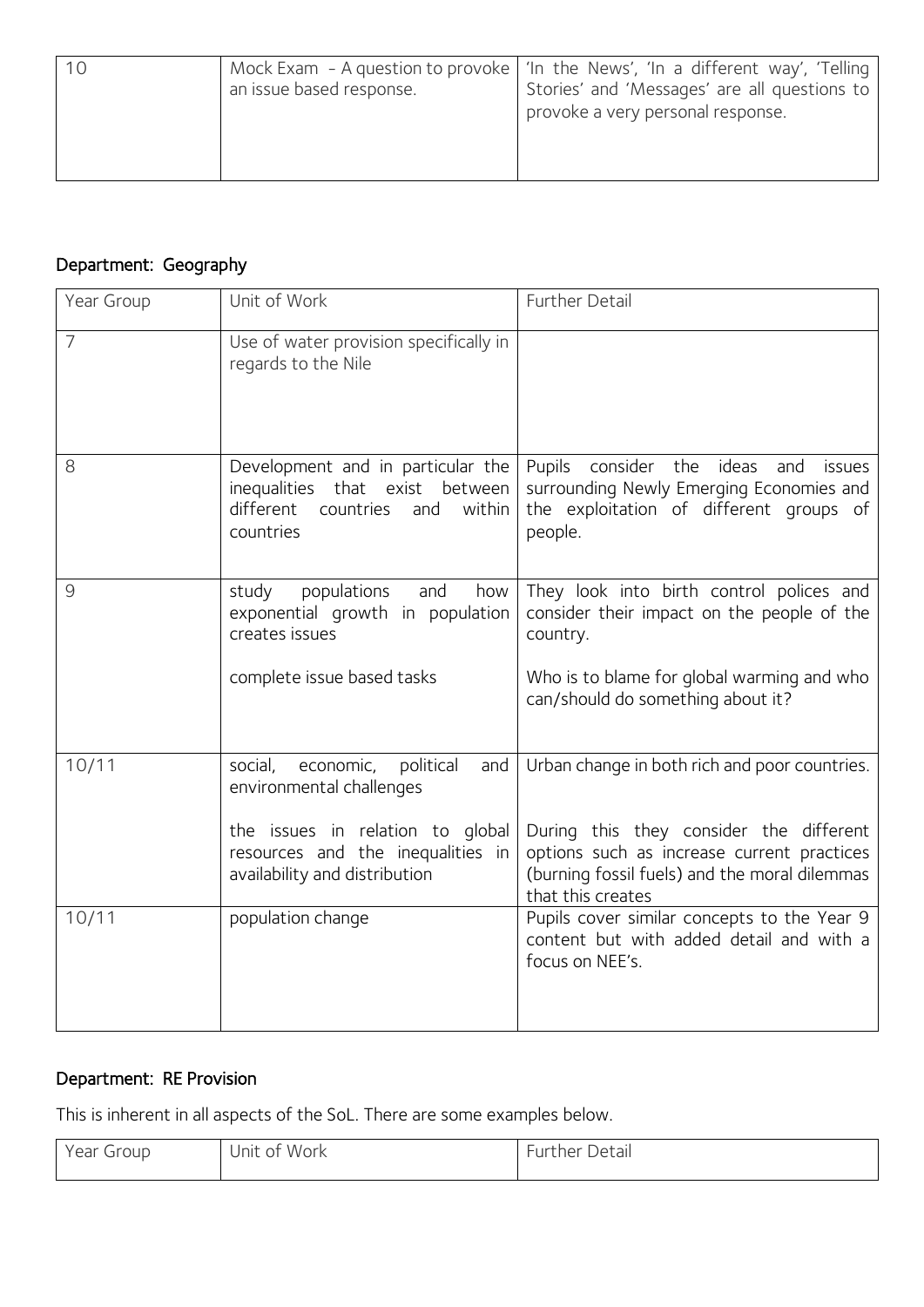| 10 | Mock Exam - A question to provoke an issue based response. | 'In the News', 'In a different way', 'Telling Stories' and 'Messages' are all questions to provoke a very personal response. |
|---|---|---|

## Department: Geography

| Year Group | Unit of Work | Further Detail |
|---|---|---|
| 7 | Use of water provision specifically in regards to the Nile | |
| 8 | Development and in particular the inequalities that exist between different countries and within countries | Pupils consider the ideas and issues surrounding Newly Emerging Economies and the exploitation of different groups of people. |
| 9 | study populations and how exponential growth in population creates issues<br><br>complete issue based tasks | They look into birth control polices and consider their impact on the people of the country.<br><br>Who is to blame for global warming and who can/should do something about it? |
| 10/11 | social, economic, political and environmental challenges<br><br>the issues in relation to global resources and the inequalities in availability and distribution | Urban change in both rich and poor countries.<br><br>During this they consider the different options such as increase current practices (burning fossil fuels) and the moral dilemmas that this creates |
| 10/11 | population change | Pupils cover similar concepts to the Year 9 content but with added detail and with a focus on NEE's. |

## Department: RE Provision

This is inherent in all aspects of the SoL. There are some examples below.

| Year Group | Unit of Work | Further Detail |
|---|---|---|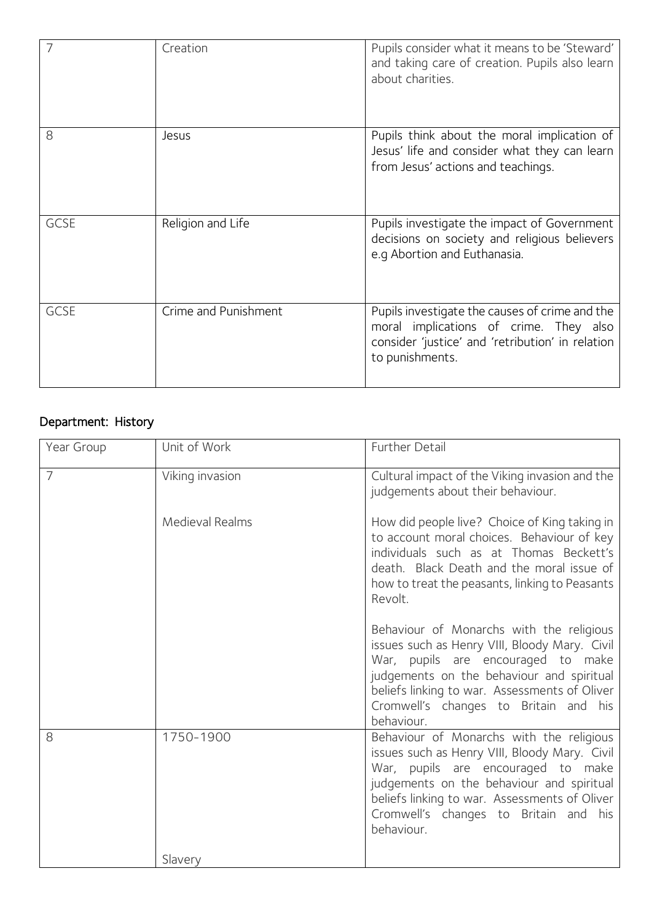| 7 | Creation | Pupils consider what it means to be 'Steward' and taking care of creation. Pupils also learn about charities. |
|---|---|---|
| 8 | Jesus | Pupils think about the moral implication of Jesus' life and consider what they can learn from Jesus' actions and teachings. |
| GCSE | Religion and Life | Pupils investigate the impact of Government decisions on society and religious believers e.g Abortion and Euthanasia. |
| GCSE | Crime and Punishment | Pupils investigate the causes of crime and the moral implications of crime. They also consider 'justice' and 'retribution' in relation to punishments. |

## Department: History

| Year Group | Unit of Work | Further Detail |
|---|---|---|
| 7 | Viking invasion | Cultural impact of the Viking invasion and the judgements about their behaviour. |
| | Medieval Realms | How did people live? Choice of King taking in to account moral choices. Behaviour of key individuals such as at Thomas Beckett's death. Black Death and the moral issue of how to treat the peasants, linking to Peasants Revolt. |
| | | Behaviour of Monarchs with the religious issues such as Henry VIII, Bloody Mary. Civil War, pupils are encouraged to make judgements on the behaviour and spiritual beliefs linking to war. Assessments of Oliver Cromwell's changes to Britain and his behaviour. |
| 8 | 1750-1900 | Behaviour of Monarchs with the religious issues such as Henry VIII, Bloody Mary. Civil War, pupils are encouraged to make judgements on the behaviour and spiritual beliefs linking to war. Assessments of Oliver Cromwell's changes to Britain and his behaviour. |
| | Slavery | |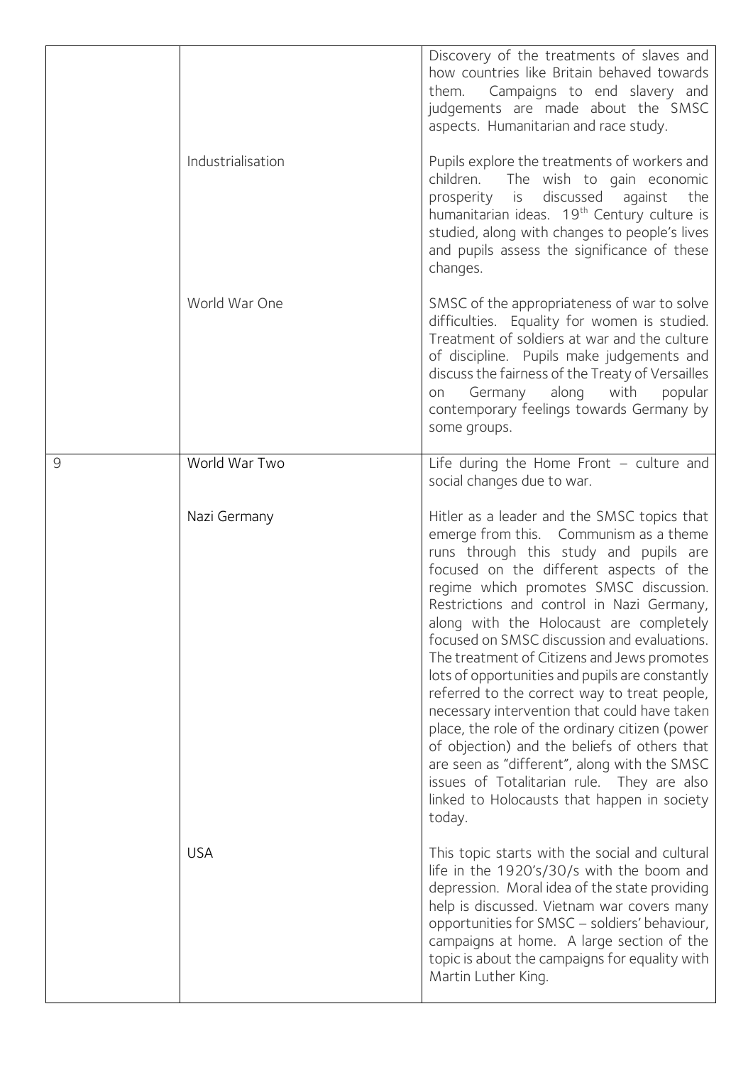| | | |
|---|---|---|
| | | Discovery of the treatments of slaves and how countries like Britain behaved towards them. Campaigns to end slavery and judgements are made about the SMSC aspects. Humanitarian and race study. |
| | Industrialisation | Pupils explore the treatments of workers and children. The wish to gain economic prosperity is discussed against the humanitarian ideas. 19th Century culture is studied, along with changes to people's lives and pupils assess the significance of these changes. |
| | World War One | SMSC of the appropriateness of war to solve difficulties. Equality for women is studied. Treatment of soldiers at war and the culture of discipline. Pupils make judgements and discuss the fairness of the Treaty of Versailles on Germany along with popular contemporary feelings towards Germany by some groups. |
| 9 | World War Two | Life during the Home Front – culture and social changes due to war. |
| | Nazi Germany | Hitler as a leader and the SMSC topics that emerge from this. Communism as a theme runs through this study and pupils are focused on the different aspects of the regime which promotes SMSC discussion. Restrictions and control in Nazi Germany, along with the Holocaust are completely focused on SMSC discussion and evaluations. The treatment of Citizens and Jews promotes lots of opportunities and pupils are constantly referred to the correct way to treat people, necessary intervention that could have taken place, the role of the ordinary citizen (power of objection) and the beliefs of others that are seen as "different", along with the SMSC issues of Totalitarian rule. They are also linked to Holocausts that happen in society today. |
| | USA | This topic starts with the social and cultural life in the 1920's/30/s with the boom and depression. Moral idea of the state providing help is discussed. Vietnam war covers many opportunities for SMSC – soldiers' behaviour, campaigns at home. A large section of the topic is about the campaigns for equality with Martin Luther King. |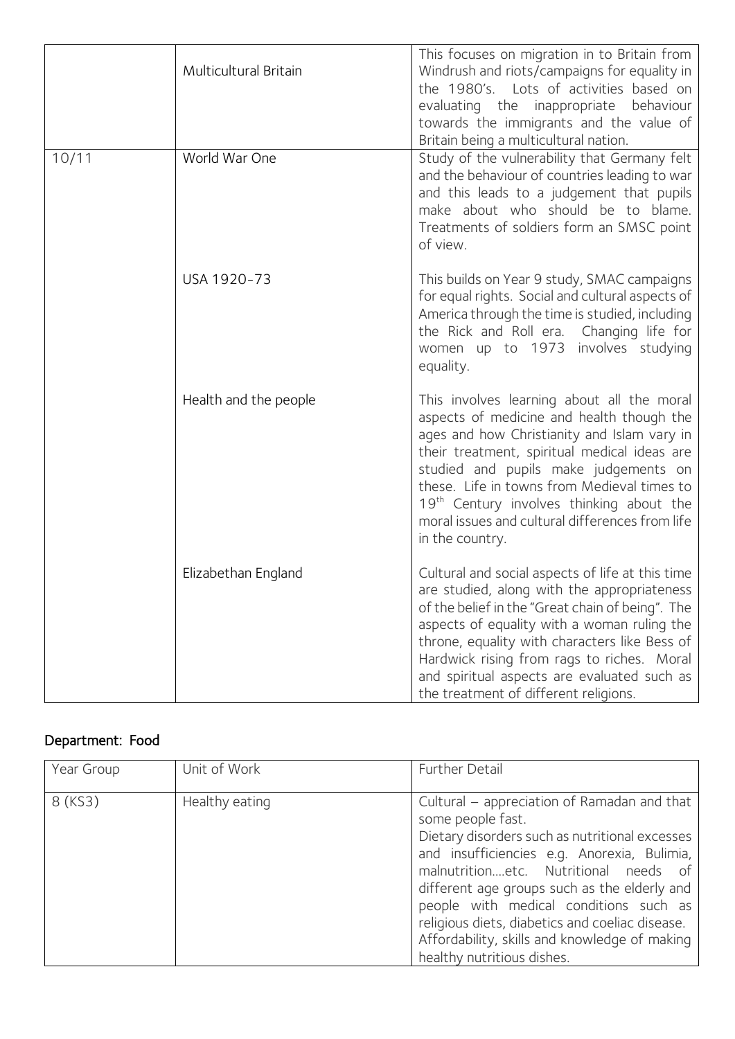| | | |
|---|---|---|
| | Multicultural Britain | This focuses on migration in to Britain from Windrush and riots/campaigns for equality in the 1980's. Lots of activities based on evaluating the inappropriate behaviour towards the immigrants and the value of Britain being a multicultural nation. |
| 10/11 | World War One | Study of the vulnerability that Germany felt and the behaviour of countries leading to war and this leads to a judgement that pupils make about who should be to blame. Treatments of soldiers form an SMSC point of view. |
| | USA 1920-73 | This builds on Year 9 study, SMAC campaigns for equal rights. Social and cultural aspects of America through the time is studied, including the Rick and Roll era. Changing life for women up to 1973 involves studying equality. |
| | Health and the people | This involves learning about all the moral aspects of medicine and health though the ages and how Christianity and Islam vary in their treatment, spiritual medical ideas are studied and pupils make judgements on these. Life in towns from Medieval times to 19th Century involves thinking about the moral issues and cultural differences from life in the country. |
| | Elizabethan England | Cultural and social aspects of life at this time are studied, along with the appropriateness of the belief in the "Great chain of being". The aspects of equality with a woman ruling the throne, equality with characters like Bess of Hardwick rising from rags to riches. Moral and spiritual aspects are evaluated such as the treatment of different religions. |

## Department: Food

| Year Group | Unit of Work | Further Detail |
|---|---|---|
| 8 (KS3) | Healthy eating | Cultural – appreciation of Ramadan and that some people fast.<br>Dietary disorders such as nutritional excesses and insufficiencies e.g. Anorexia, Bulimia, malnutrition….etc. Nutritional needs of different age groups such as the elderly and people with medical conditions such as religious diets, diabetics and coeliac disease.<br>Affordability, skills and knowledge of making healthy nutritious dishes. |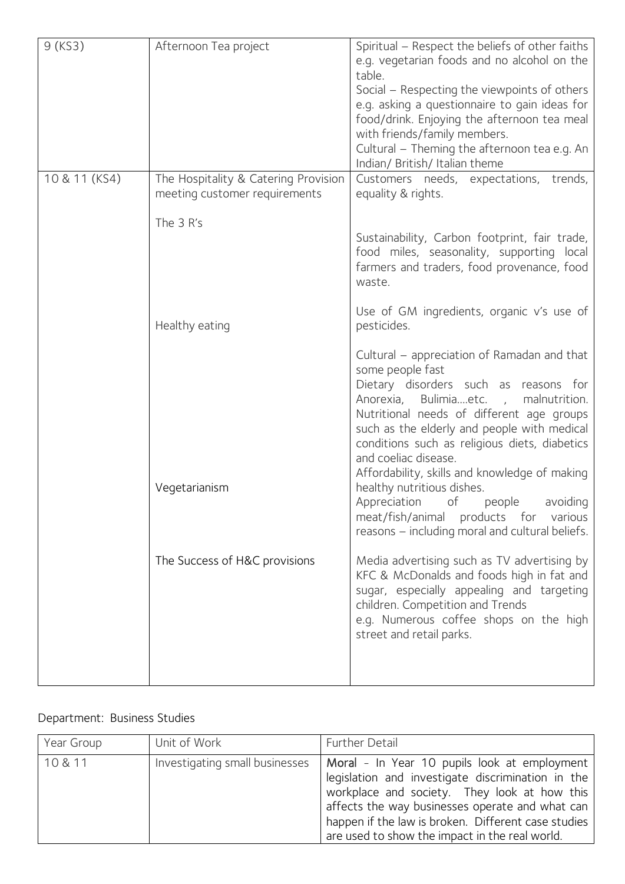| | | |
|---|---|---|
| 9 (KS3) | Afternoon Tea project | Spiritual – Respect the beliefs of other faiths e.g. vegetarian foods and no alcohol on the table.<br>Social – Respecting the viewpoints of others e.g. asking a questionnaire to gain ideas for food/drink. Enjoying the afternoon tea meal with friends/family members.<br>Cultural – Theming the afternoon tea e.g. An Indian/ British/ Italian theme |
| 10 & 11 (KS4) | The Hospitality & Catering Provision meeting customer requirements<br><br>The 3 R's<br><br>Healthy eating<br><br>Vegetarianism<br><br>The Success of H&C provisions | Customers needs, expectations, trends, equality & rights.<br><br>Sustainability, Carbon footprint, fair trade, food miles, seasonality, supporting local farmers and traders, food provenance, food waste.<br><br>Use of GM ingredients, organic v's use of pesticides.<br><br>Cultural – appreciation of Ramadan and that some people fast<br>Dietary disorders such as reasons for Anorexia, Bulimia….etc. , malnutrition.<br>Nutritional needs of different age groups such as the elderly and people with medical conditions such as religious diets, diabetics and coeliac disease.<br>Affordability, skills and knowledge of making healthy nutritious dishes.<br>Appreciation of people avoiding meat/fish/animal products for various reasons – including moral and cultural beliefs.<br><br>Media advertising such as TV advertising by KFC & McDonalds and foods high in fat and sugar, especially appealing and targeting children. Competition and Trends<br>e.g. Numerous coffee shops on the high street and retail parks. |

Department: Business Studies

| Year Group | Unit of Work | Further Detail |
|---|---|---|
| 10 & 11 | Investigating small businesses | Moral - In Year 10 pupils look at employment legislation and investigate discrimination in the workplace and society. They look at how this affects the way businesses operate and what can happen if the law is broken. Different case studies are used to show the impact in the real world. |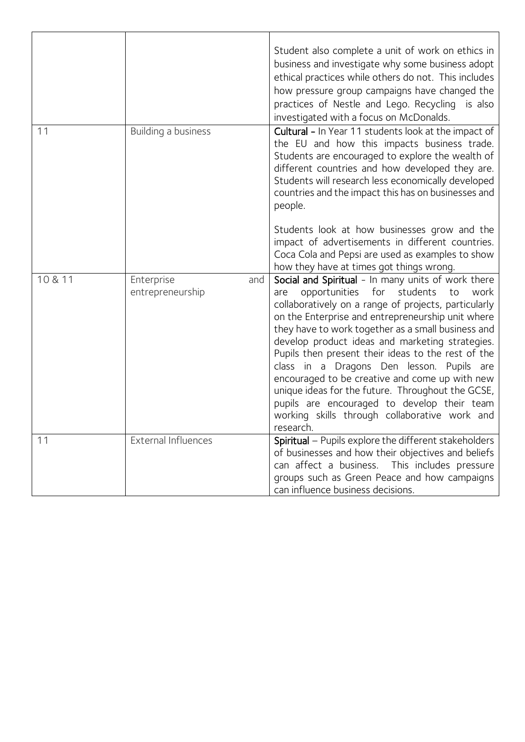| | | |
|---|---|---|
| | | Student also complete a unit of work on ethics in business and investigate why some business adopt ethical practices while others do not. This includes how pressure group campaigns have changed the practices of Nestle and Lego. Recycling is also investigated with a focus on McDonalds. |
| 11 | Building a business | **Cultural -** In Year 11 students look at the impact of the EU and how this impacts business trade. Students are encouraged to explore the wealth of different countries and how developed they are. Students will research less economically developed countries and the impact this has on businesses and people.<br><br>Students look at how businesses grow and the impact of advertisements in different countries. Coca Cola and Pepsi are used as examples to show how they have at times got things wrong. |
| 10 & 11 | Enterprise and entrepreneurship | **Social and Spiritual** - In many units of work there are opportunities for students to work collaboratively on a range of projects, particularly on the Enterprise and entrepreneurship unit where they have to work together as a small business and develop product ideas and marketing strategies. Pupils then present their ideas to the rest of the class in a Dragons Den lesson. Pupils are encouraged to be creative and come up with new unique ideas for the future. Throughout the GCSE, pupils are encouraged to develop their team working skills through collaborative work and research. |
| 11 | External Influences | **Spiritual** – Pupils explore the different stakeholders of businesses and how their objectives and beliefs can affect a business. This includes pressure groups such as Green Peace and how campaigns can influence business decisions. |